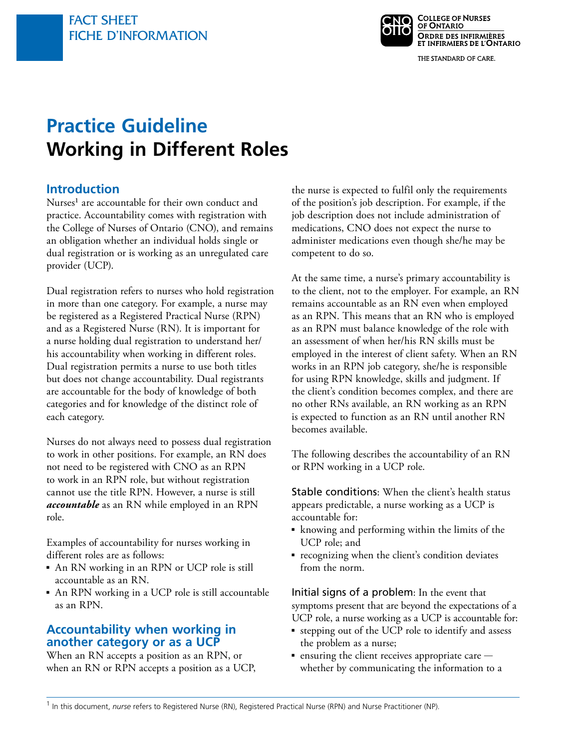FACT SHEET
FICHE D'INFORMATION

College of Nurses of Ontario
Ordre des infirmières et infirmiers de l'Ontario
THE STANDARD OF CARE.

# Practice Guideline
# Working in Different Roles

## Introduction

Nurses[1] are accountable for their own conduct and practice. Accountability comes with registration with the College of Nurses of Ontario (CNO), and remains an obligation whether an individual holds single or dual registration or is working as an unregulated care provider (UCP).

Dual registration refers to nurses who hold registration in more than one category. For example, a nurse may be registered as a Registered Practical Nurse (RPN) and as a Registered Nurse (RN). It is important for a nurse holding dual registration to understand her/his accountability when working in different roles. Dual registration permits a nurse to use both titles but does not change accountability. Dual registrants are accountable for the body of knowledge of both categories and for knowledge of the distinct role of each category.

Nurses do not always need to possess dual registration to work in other positions. For example, an RN does not need to be registered with CNO as an RPN to work in an RPN role, but without registration cannot use the title RPN. However, a nurse is still ***accountable*** as an RN while employed in an RPN role.

Examples of accountability for nurses working in different roles are as follows:

- An RN working in an RPN or UCP role is still accountable as an RN.
- An RPN working in a UCP role is still accountable as an RPN.

## Accountability when working in another category or as a UCP

When an RN accepts a position as an RPN, or when an RN or RPN accepts a position as a UCP, the nurse is expected to fulfil only the requirements of the position's job description. For example, if the job description does not include administration of medications, CNO does not expect the nurse to administer medications even though she/he may be competent to do so.

At the same time, a nurse's primary accountability is to the client, not to the employer. For example, an RN remains accountable as an RN even when employed as an RPN. This means that an RN who is employed as an RPN must balance knowledge of the role with an assessment of when her/his RN skills must be employed in the interest of client safety. When an RN works in an RPN job category, she/he is responsible for using RPN knowledge, skills and judgment. If the client's condition becomes complex, and there are no other RNs available, an RN working as an RPN is expected to function as an RN until another RN becomes available.

The following describes the accountability of an RN or RPN working in a UCP role.

Stable conditions: When the client's health status appears predictable, a nurse working as a UCP is accountable for:

- knowing and performing within the limits of the UCP role; and
- recognizing when the client's condition deviates from the norm.

Initial signs of a problem: In the event that symptoms present that are beyond the expectations of a UCP role, a nurse working as a UCP is accountable for:

- stepping out of the UCP role to identify and assess the problem as a nurse;
- ensuring the client receives appropriate care — whether by communicating the information to a

[1] In this document, *nurse* refers to Registered Nurse (RN), Registered Practical Nurse (RPN) and Nurse Practitioner (NP).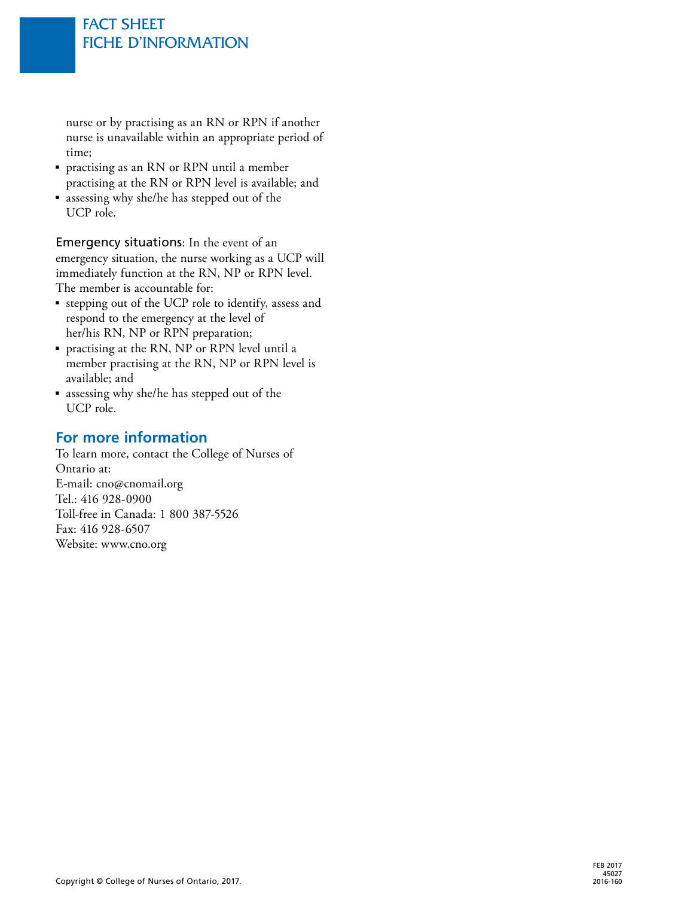nurse or by practising as an RN or RPN if another nurse is unavailable within an appropriate period of time;

- practising as an RN or RPN until a member practising at the RN or RPN level is available; and
- assessing why she/he has stepped out of the UCP role.

**Emergency situations**: In the event of an emergency situation, the nurse working as a UCP will immediately function at the RN, NP or RPN level. The member is accountable for:

- stepping out of the UCP role to identify, assess and respond to the emergency at the level of her/his RN, NP or RPN preparation;
- practising at the RN, NP or RPN level until a member practising at the RN, NP or RPN level is available; and
- assessing why she/he has stepped out of the UCP role.

## For more information

To learn more, contact the College of Nurses of Ontario at:
E-mail: cno@cnomail.org
Tel.: 416 928-0900
Toll-free in Canada: 1 800 387-5526
Fax: 416 928-6507
Website: www.cno.org

Copyright © College of Nurses of Ontario, 2017.

FEB 2017
45027
2016-160